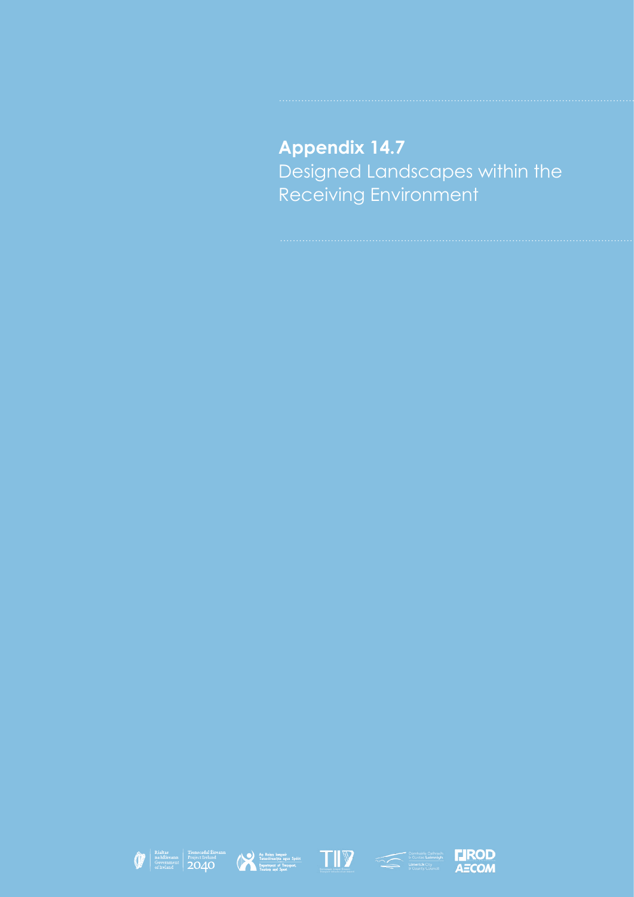# Appendix 14.7

Designed Landscapes within the Receiving Environment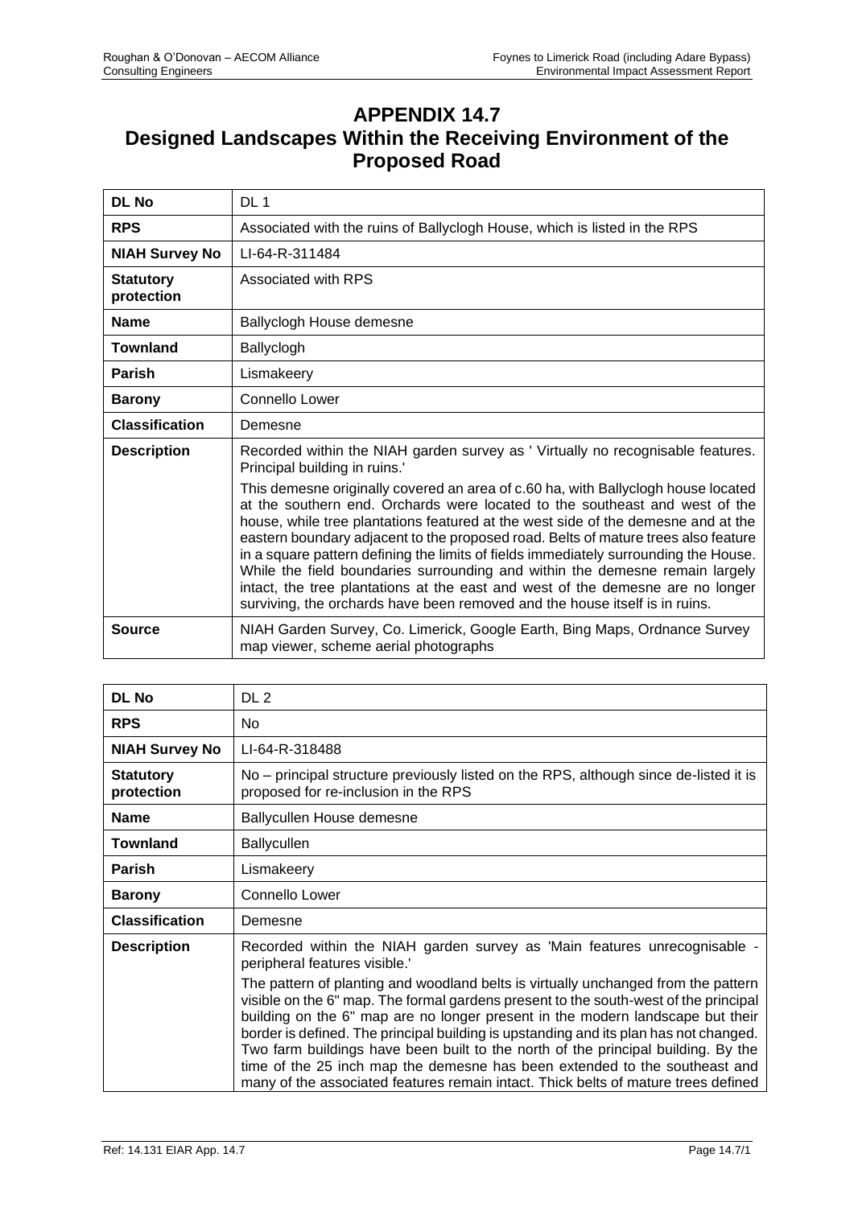# APPENDIX 14.7
# Designed Landscapes Within the Receiving Environment of the Proposed Road

| DL No | DL 1 |
|---|---|
| **RPS** | Associated with the ruins of Ballyclogh House, which is listed in the RPS |
| **NIAH Survey No** | LI-64-R-311484 |
| **Statutory protection** | Associated with RPS |
| **Name** | Ballyclogh House demesne |
| **Townland** | Ballyclogh |
| **Parish** | Lismakeery |
| **Barony** | Connello Lower |
| **Classification** | Demesne |
| **Description** | Recorded within the NIAH garden survey as ' Virtually no recognisable features. Principal building in ruins.'<br><br>This demesne originally covered an area of c.60 ha, with Ballyclogh house located at the southern end. Orchards were located to the southeast and west of the house, while tree plantations featured at the west side of the demesne and at the eastern boundary adjacent to the proposed road. Belts of mature trees also feature in a square pattern defining the limits of fields immediately surrounding the House. While the field boundaries surrounding and within the demesne remain largely intact, the tree plantations at the east and west of the demesne are no longer surviving, the orchards have been removed and the house itself is in ruins. |
| **Source** | NIAH Garden Survey, Co. Limerick, Google Earth, Bing Maps, Ordnance Survey map viewer, scheme aerial photographs |

| DL No | DL 2 |
|---|---|
| **RPS** | No |
| **NIAH Survey No** | LI-64-R-318488 |
| **Statutory protection** | No – principal structure previously listed on the RPS, although since de-listed it is proposed for re-inclusion in the RPS |
| **Name** | Ballycullen House demesne |
| **Townland** | Ballycullen |
| **Parish** | Lismakeery |
| **Barony** | Connello Lower |
| **Classification** | Demesne |
| **Description** | Recorded within the NIAH garden survey as 'Main features unrecognisable - peripheral features visible.'<br><br>The pattern of planting and woodland belts is virtually unchanged from the pattern visible on the 6" map. The formal gardens present to the south-west of the principal building on the 6" map are no longer present in the modern landscape but their border is defined. The principal building is upstanding and its plan has not changed. Two farm buildings have been built to the north of the principal building. By the time of the 25 inch map the demesne has been extended to the southeast and many of the associated features remain intact. Thick belts of mature trees defined |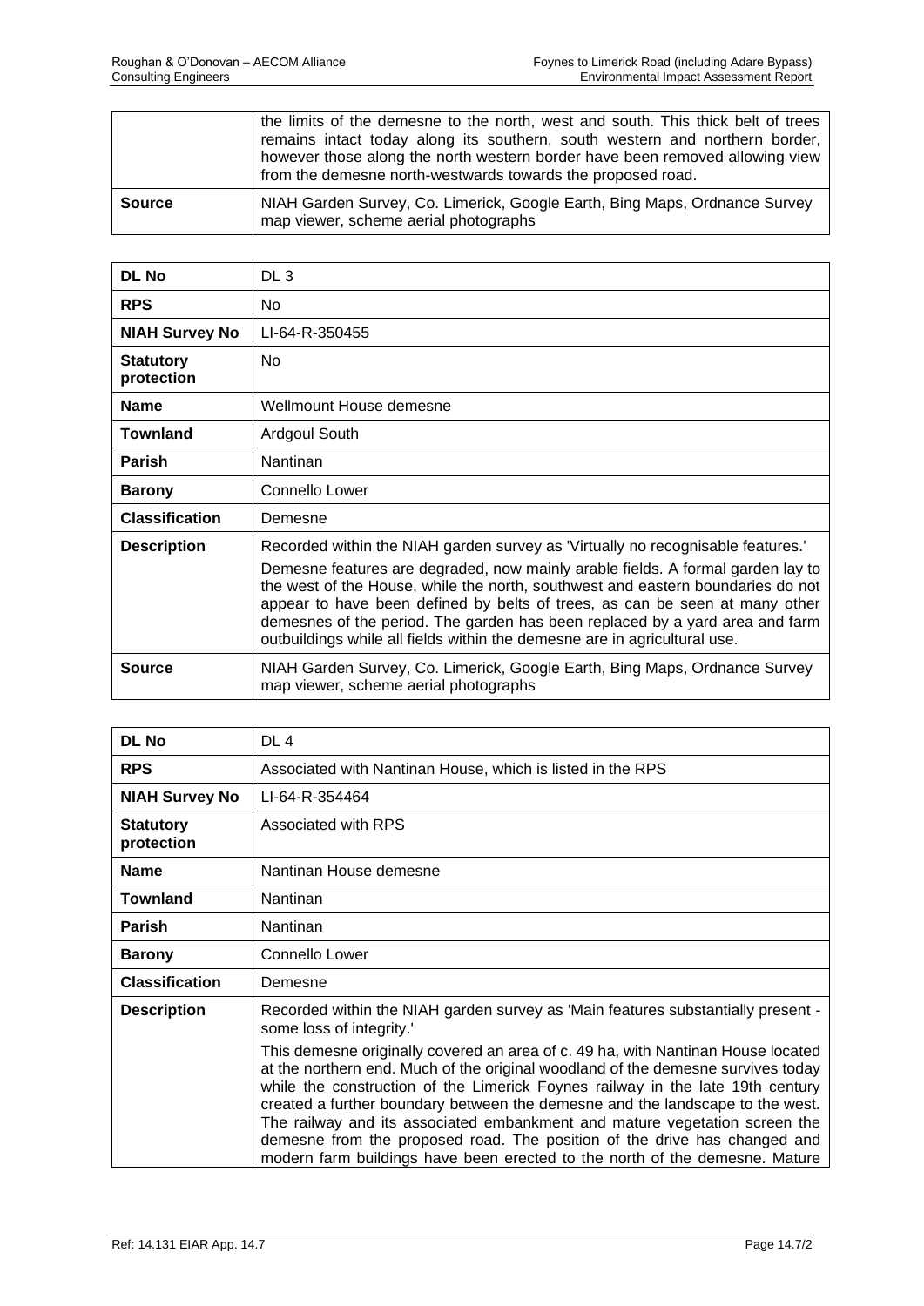|  | the limits of the demesne to the north, west and south. This thick belt of trees remains intact today along its southern, south western and northern border, however those along the north western border have been removed allowing view from the demesne north-westwards towards the proposed road. |
|---|---|
| **Source** | NIAH Garden Survey, Co. Limerick, Google Earth, Bing Maps, Ordnance Survey map viewer, scheme aerial photographs |

| **DL No** | DL 3 |
|---|---|
| **RPS** | No |
| **NIAH Survey No** | LI-64-R-350455 |
| **Statutory protection** | No |
| **Name** | Wellmount House demesne |
| **Townland** | Ardgoul South |
| **Parish** | Nantinan |
| **Barony** | Connello Lower |
| **Classification** | Demesne |
| **Description** | Recorded within the NIAH garden survey as 'Virtually no recognisable features.'<br><br>Demesne features are degraded, now mainly arable fields. A formal garden lay to the west of the House, while the north, southwest and eastern boundaries do not appear to have been defined by belts of trees, as can be seen at many other demesnes of the period. The garden has been replaced by a yard area and farm outbuildings while all fields within the demesne are in agricultural use. |
| **Source** | NIAH Garden Survey, Co. Limerick, Google Earth, Bing Maps, Ordnance Survey map viewer, scheme aerial photographs |

| **DL No** | DL 4 |
|---|---|
| **RPS** | Associated with Nantinan House, which is listed in the RPS |
| **NIAH Survey No** | LI-64-R-354464 |
| **Statutory protection** | Associated with RPS |
| **Name** | Nantinan House demesne |
| **Townland** | Nantinan |
| **Parish** | Nantinan |
| **Barony** | Connello Lower |
| **Classification** | Demesne |
| **Description** | Recorded within the NIAH garden survey as 'Main features substantially present - some loss of integrity.'<br><br>This demesne originally covered an area of c. 49 ha, with Nantinan House located at the northern end. Much of the original woodland of the demesne survives today while the construction of the Limerick Foynes railway in the late 19th century created a further boundary between the demesne and the landscape to the west. The railway and its associated embankment and mature vegetation screen the demesne from the proposed road. The position of the drive has changed and modern farm buildings have been erected to the north of the demesne. Mature |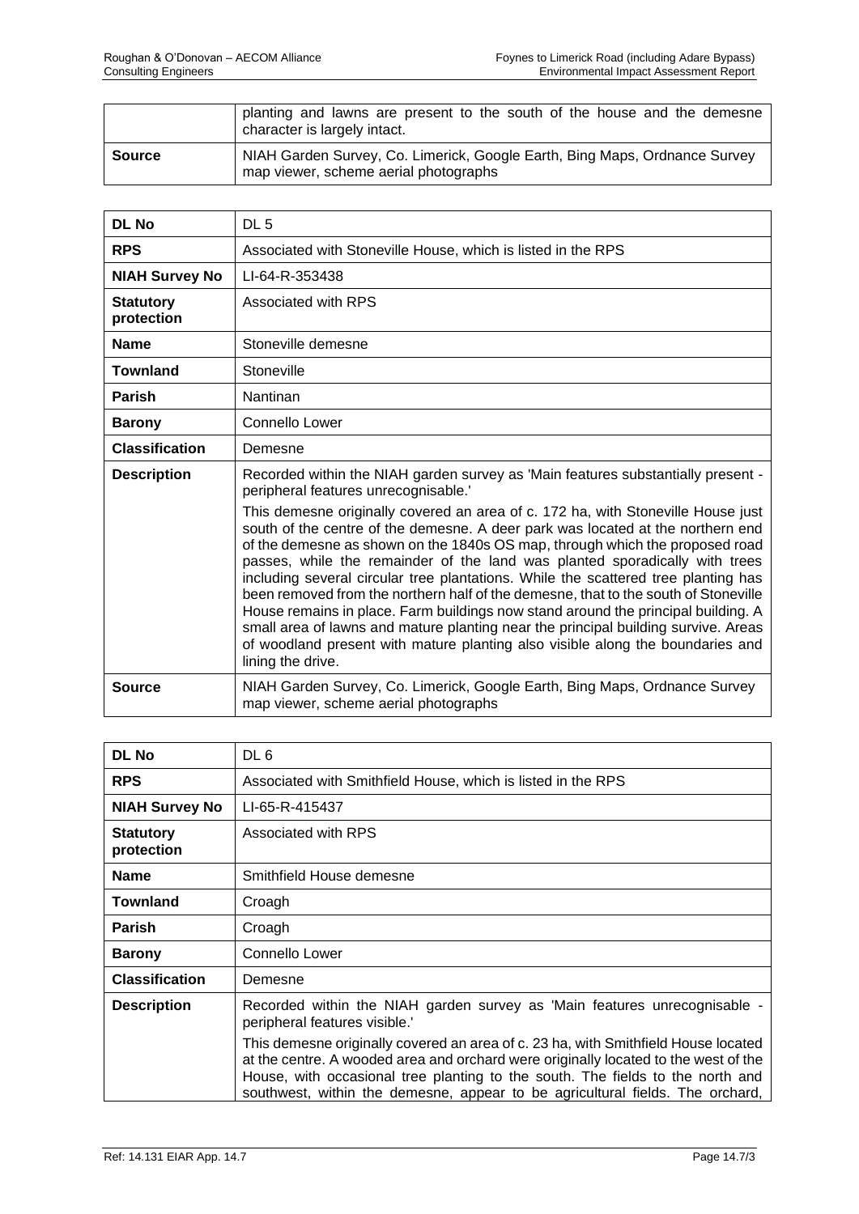| | |
|---|---|
| | planting and lawns are present to the south of the house and the demesne character is largely intact. |
| **Source** | NIAH Garden Survey, Co. Limerick, Google Earth, Bing Maps, Ordnance Survey map viewer, scheme aerial photographs |

| **DL No** | DL 5 |
|---|---|
| **RPS** | Associated with Stoneville House, which is listed in the RPS |
| **NIAH Survey No** | LI-64-R-353438 |
| **Statutory protection** | Associated with RPS |
| **Name** | Stoneville demesne |
| **Townland** | Stoneville |
| **Parish** | Nantinan |
| **Barony** | Connello Lower |
| **Classification** | Demesne |
| **Description** | Recorded within the NIAH garden survey as 'Main features substantially present - peripheral features unrecognisable.'<br><br>This demesne originally covered an area of c. 172 ha, with Stoneville House just south of the centre of the demesne. A deer park was located at the northern end of the demesne as shown on the 1840s OS map, through which the proposed road passes, while the remainder of the land was planted sporadically with trees including several circular tree plantations. While the scattered tree planting has been removed from the northern half of the demesne, that to the south of Stoneville House remains in place. Farm buildings now stand around the principal building. A small area of lawns and mature planting near the principal building survive. Areas of woodland present with mature planting also visible along the boundaries and lining the drive. |
| **Source** | NIAH Garden Survey, Co. Limerick, Google Earth, Bing Maps, Ordnance Survey map viewer, scheme aerial photographs |

| **DL No** | DL 6 |
|---|---|
| **RPS** | Associated with Smithfield House, which is listed in the RPS |
| **NIAH Survey No** | LI-65-R-415437 |
| **Statutory protection** | Associated with RPS |
| **Name** | Smithfield House demesne |
| **Townland** | Croagh |
| **Parish** | Croagh |
| **Barony** | Connello Lower |
| **Classification** | Demesne |
| **Description** | Recorded within the NIAH garden survey as 'Main features unrecognisable - peripheral features visible.'<br><br>This demesne originally covered an area of c. 23 ha, with Smithfield House located at the centre. A wooded area and orchard were originally located to the west of the House, with occasional tree planting to the south. The fields to the north and southwest, within the demesne, appear to be agricultural fields. The orchard, |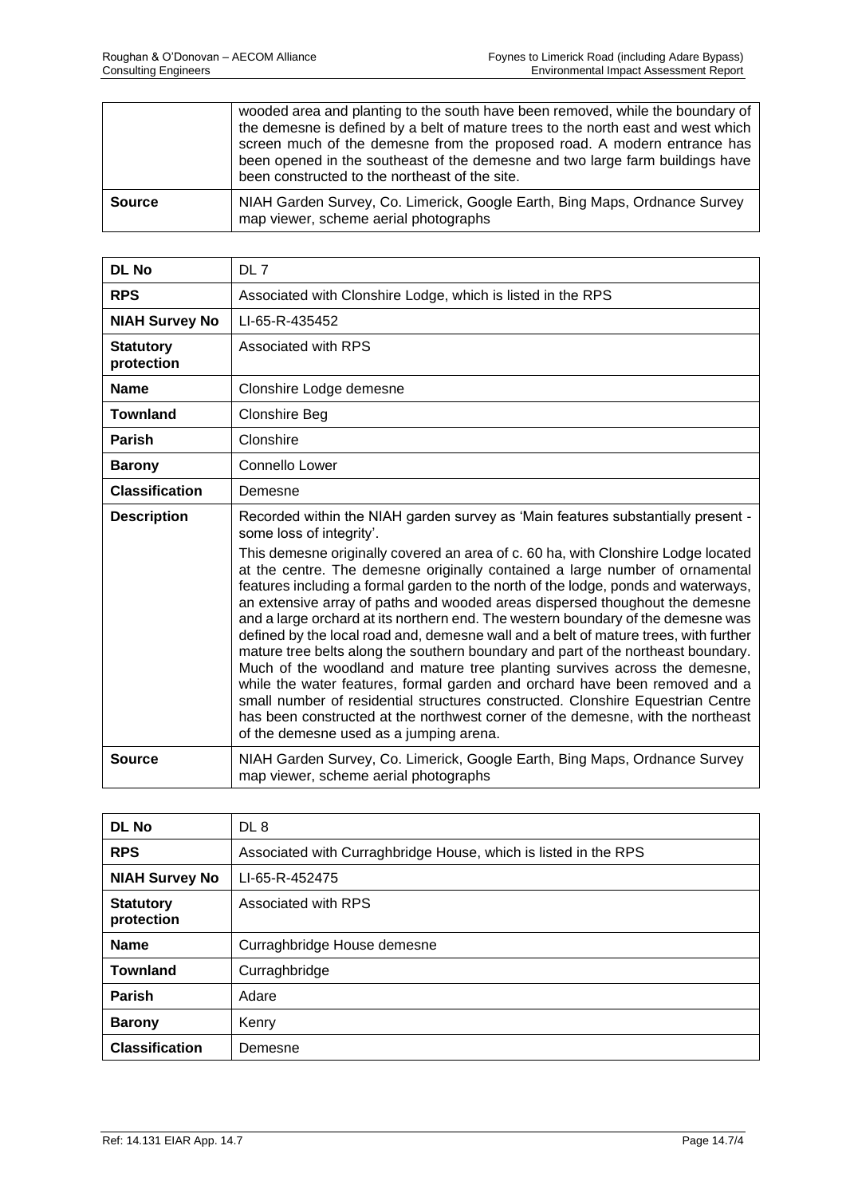| | |
|---|---|
| | wooded area and planting to the south have been removed, while the boundary of the demesne is defined by a belt of mature trees to the north east and west which screen much of the demesne from the proposed road. A modern entrance has been opened in the southeast of the demesne and two large farm buildings have been constructed to the northeast of the site. |
| **Source** | NIAH Garden Survey, Co. Limerick, Google Earth, Bing Maps, Ordnance Survey map viewer, scheme aerial photographs |

| **DL No** | DL 7 |
|---|---|
| **RPS** | Associated with Clonshire Lodge, which is listed in the RPS |
| **NIAH Survey No** | LI-65-R-435452 |
| **Statutory protection** | Associated with RPS |
| **Name** | Clonshire Lodge demesne |
| **Townland** | Clonshire Beg |
| **Parish** | Clonshire |
| **Barony** | Connello Lower |
| **Classification** | Demesne |
| **Description** | Recorded within the NIAH garden survey as 'Main features substantially present - some loss of integrity'.<br>This demesne originally covered an area of c. 60 ha, with Clonshire Lodge located at the centre. The demesne originally contained a large number of ornamental features including a formal garden to the north of the lodge, ponds and waterways, an extensive array of paths and wooded areas dispersed thoughout the demesne and a large orchard at its northern end. The western boundary of the demesne was defined by the local road and, demesne wall and a belt of mature trees, with further mature tree belts along the southern boundary and part of the northeast boundary. Much of the woodland and mature tree planting survives across the demesne, while the water features, formal garden and orchard have been removed and a small number of residential structures constructed. Clonshire Equestrian Centre has been constructed at the northwest corner of the demesne, with the northeast of the demesne used as a jumping arena. |
| **Source** | NIAH Garden Survey, Co. Limerick, Google Earth, Bing Maps, Ordnance Survey map viewer, scheme aerial photographs |

| **DL No** | DL 8 |
|---|---|
| **RPS** | Associated with Curraghbridge House, which is listed in the RPS |
| **NIAH Survey No** | LI-65-R-452475 |
| **Statutory protection** | Associated with RPS |
| **Name** | Curraghbridge House demesne |
| **Townland** | Curraghbridge |
| **Parish** | Adare |
| **Barony** | Kenry |
| **Classification** | Demesne |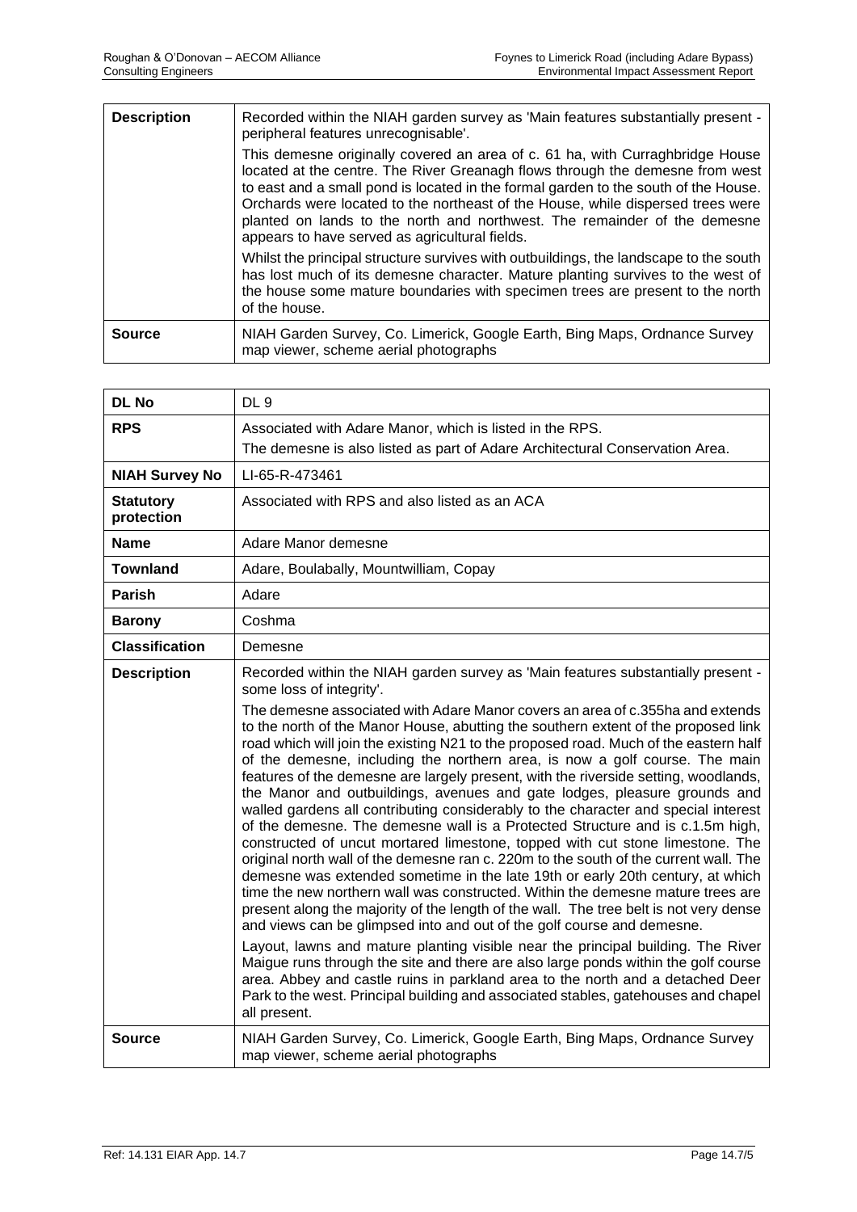| | |
|---|---|
| **Description** | Recorded within the NIAH garden survey as 'Main features substantially present - peripheral features unrecognisable'. This demesne originally covered an area of c. 61 ha, with Curraghbridge House located at the centre. The River Greanagh flows through the demesne from west to east and a small pond is located in the formal garden to the south of the House. Orchards were located to the northeast of the House, while dispersed trees were planted on lands to the north and northwest. The remainder of the demesne appears to have served as agricultural fields. Whilst the principal structure survives with outbuildings, the landscape to the south has lost much of its demesne character. Mature planting survives to the west of the house some mature boundaries with specimen trees are present to the north of the house. |
| **Source** | NIAH Garden Survey, Co. Limerick, Google Earth, Bing Maps, Ordnance Survey map viewer, scheme aerial photographs |

| | |
|---|---|
| **DL No** | DL 9 |
| **RPS** | Associated with Adare Manor, which is listed in the RPS. The demesne is also listed as part of Adare Architectural Conservation Area. |
| **NIAH Survey No** | LI-65-R-473461 |
| **Statutory protection** | Associated with RPS and also listed as an ACA |
| **Name** | Adare Manor demesne |
| **Townland** | Adare, Boulaballly, Mountwilliam, Copay |
| **Parish** | Adare |
| **Barony** | Coshma |
| **Classification** | Demesne |
| **Description** | Recorded within the NIAH garden survey as 'Main features substantially present - some loss of integrity'. The demesne associated with Adare Manor covers an area of c.355ha and extends to the north of the Manor House, abutting the southern extent of the proposed link road which will join the existing N21 to the proposed road. Much of the eastern half of the demesne, including the northern area, is now a golf course. The main features of the demesne are largely present, with the riverside setting, woodlands, the Manor and outbuildings, avenues and gate lodges, pleasure grounds and walled gardens all contributing considerably to the character and special interest of the demesne. The demesne wall is a Protected Structure and is c.1.5m high, constructed of uncut mortared limestone, topped with cut stone limestone. The original north wall of the demesne ran c. 220m to the south of the current wall. The demesne was extended sometime in the late 19th or early 20th century, at which time the new northern wall was constructed. Within the demesne mature trees are present along the majority of the length of the wall. The tree belt is not very dense and views can be glimpsed into and out of the golf course and demesne. Layout, lawns and mature planting visible near the principal building. The River Maigue runs through the site and there are also large ponds within the golf course area. Abbey and castle ruins in parkland area to the north and a detached Deer Park to the west. Principal building and associated stables, gatehouses and chapel all present. |
| **Source** | NIAH Garden Survey, Co. Limerick, Google Earth, Bing Maps, Ordnance Survey map viewer, scheme aerial photographs |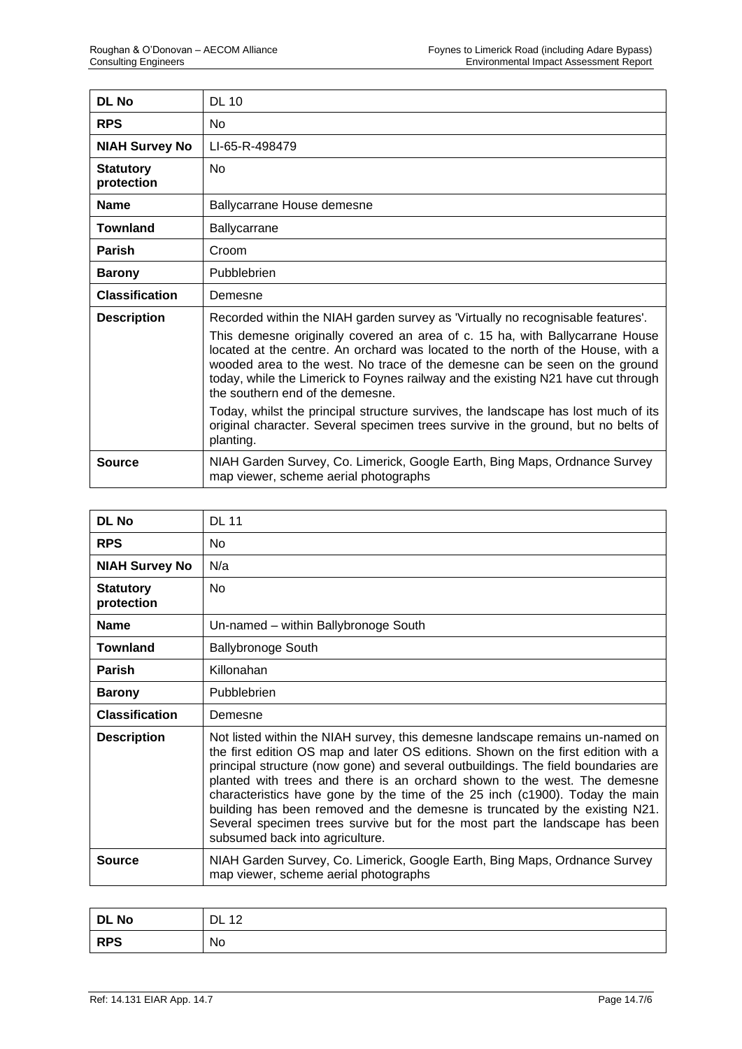| DL No | DL 10 |
|---|---|
| RPS | No |
| NIAH Survey No | LI-65-R-498479 |
| Statutory protection | No |
| Name | Ballycarrane House demesne |
| Townland | Ballycarrane |
| Parish | Croom |
| Barony | Pubblebrien |
| Classification | Demesne |
| Description | Recorded within the NIAH garden survey as 'Virtually no recognisable features'.<br><br>This demesne originally covered an area of c. 15 ha, with Ballycarrane House located at the centre. An orchard was located to the north of the House, with a wooded area to the west. No trace of the demesne can be seen on the ground today, while the Limerick to Foynes railway and the existing N21 have cut through the southern end of the demesne.<br><br>Today, whilst the principal structure survives, the landscape has lost much of its original character. Several specimen trees survive in the ground, but no belts of planting. |
| Source | NIAH Garden Survey, Co. Limerick, Google Earth, Bing Maps, Ordnance Survey map viewer, scheme aerial photographs |

| DL No | DL 11 |
|---|---|
| RPS | No |
| NIAH Survey No | N/a |
| Statutory protection | No |
| Name | Un-named – within Ballybronoge South |
| Townland | Ballybronoge South |
| Parish | Killonahan |
| Barony | Pubblebrien |
| Classification | Demesne |
| Description | Not listed within the NIAH survey, this demesne landscape remains un-named on the first edition OS map and later OS editions. Shown on the first edition with a principal structure (now gone) and several outbuildings. The field boundaries are planted with trees and there is an orchard shown to the west. The demesne characteristics have gone by the time of the 25 inch (c1900). Today the main building has been removed and the demesne is truncated by the existing N21. Several specimen trees survive but for the most part the landscape has been subsumed back into agriculture. |
| Source | NIAH Garden Survey, Co. Limerick, Google Earth, Bing Maps, Ordnance Survey map viewer, scheme aerial photographs |

| DL No | DL 12 |
|---|---|
| RPS | No |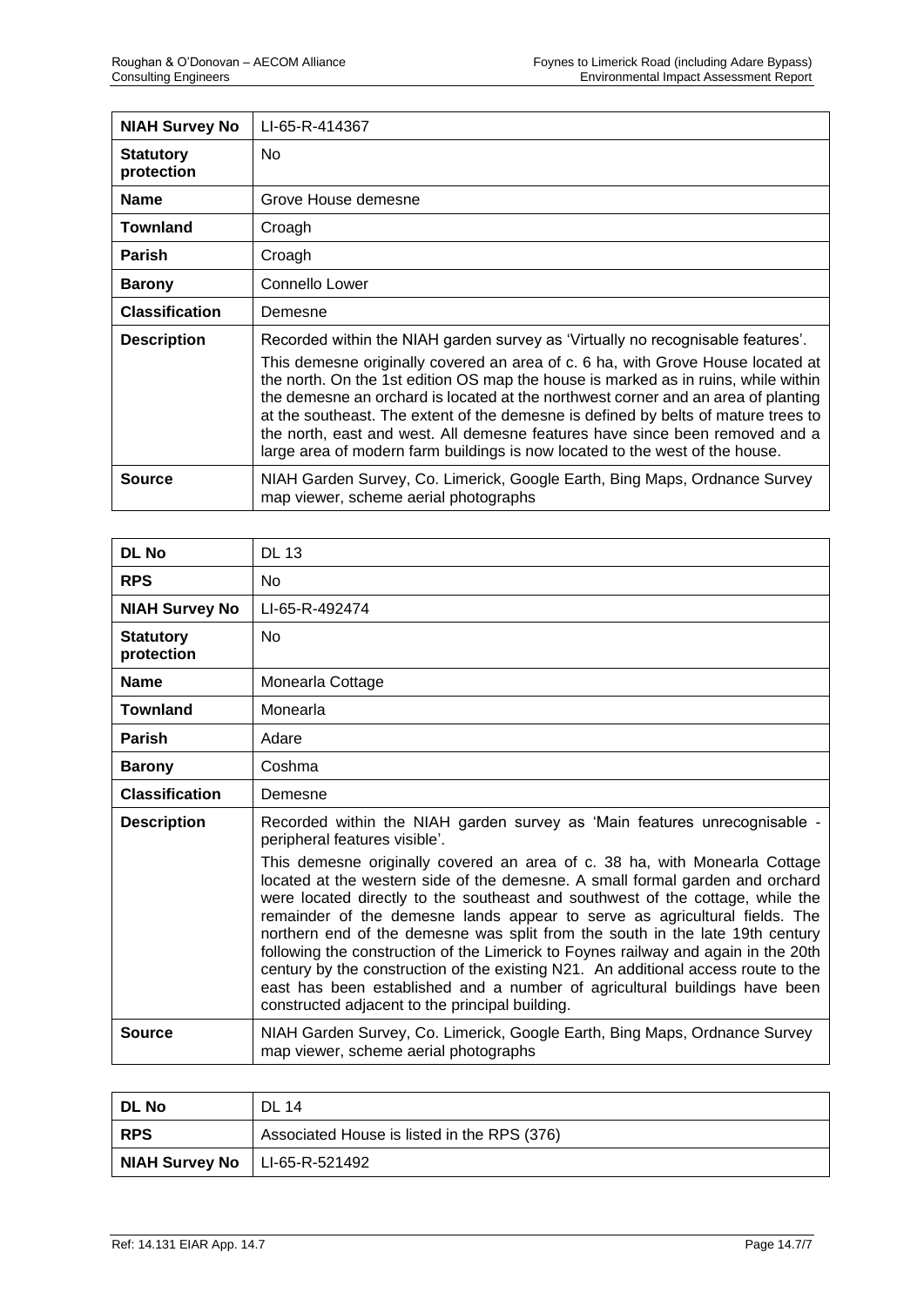| NIAH Survey No | LI-65-R-414367 |
|---|---|
| **Statutory protection** | No |
| **Name** | Grove House demesne |
| **Townland** | Croagh |
| **Parish** | Croagh |
| **Barony** | Connello Lower |
| **Classification** | Demesne |
| **Description** | Recorded within the NIAH garden survey as 'Virtually no recognisable features'.<br>This demesne originally covered an area of c. 6 ha, with Grove House located at the north. On the 1st edition OS map the house is marked as in ruins, while within the demesne an orchard is located at the northwest corner and an area of planting at the southeast. The extent of the demesne is defined by belts of mature trees to the north, east and west. All demesne features have since been removed and a large area of modern farm buildings is now located to the west of the house. |
| **Source** | NIAH Garden Survey, Co. Limerick, Google Earth, Bing Maps, Ordnance Survey map viewer, scheme aerial photographs |

| DL No | DL 13 |
|---|---|
| **RPS** | No |
| **NIAH Survey No** | LI-65-R-492474 |
| **Statutory protection** | No |
| **Name** | Monearla Cottage |
| **Townland** | Monearla |
| **Parish** | Adare |
| **Barony** | Coshma |
| **Classification** | Demesne |
| **Description** | Recorded within the NIAH garden survey as 'Main features unrecognisable - peripheral features visible'.<br>This demesne originally covered an area of c. 38 ha, with Monearla Cottage located at the western side of the demesne. A small formal garden and orchard were located directly to the southeast and southwest of the cottage, while the remainder of the demesne lands appear to serve as agricultural fields. The northern end of the demesne was split from the south in the late 19th century following the construction of the Limerick to Foynes railway and again in the 20th century by the construction of the existing N21. An additional access route to the east has been established and a number of agricultural buildings have been constructed adjacent to the principal building. |
| **Source** | NIAH Garden Survey, Co. Limerick, Google Earth, Bing Maps, Ordnance Survey map viewer, scheme aerial photographs |

| DL No | DL 14 |
|---|---|
| **RPS** | Associated House is listed in the RPS (376) |
| **NIAH Survey No** | LI-65-R-521492 |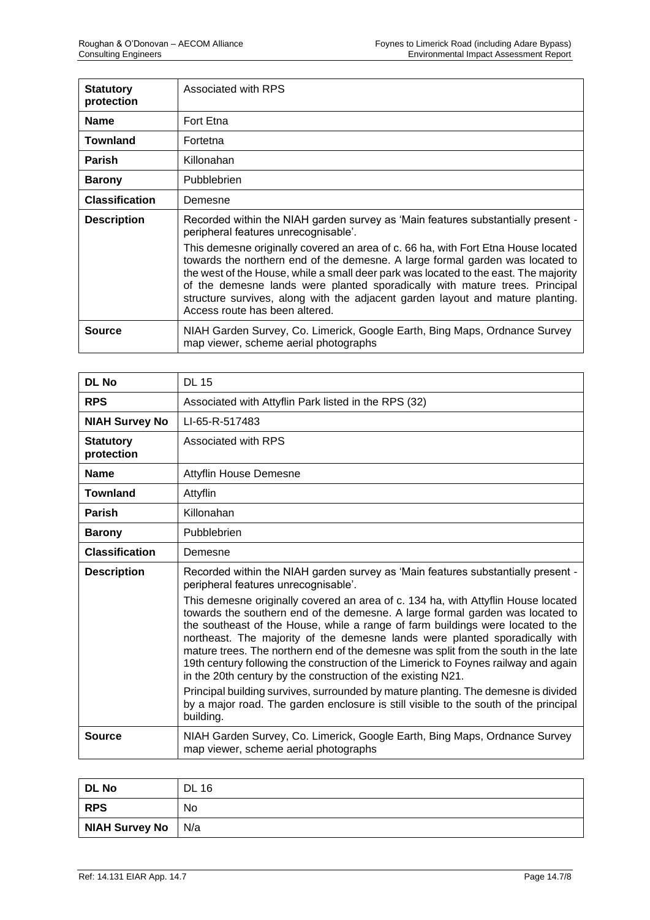| Statutory protection | Associated with RPS |
|---|---|
| **Name** | Fort Etna |
| **Townland** | Fortetna |
| **Parish** | Killonahan |
| **Barony** | Pubblebrien |
| **Classification** | Demesne |
| **Description** | Recorded within the NIAH garden survey as 'Main features substantially present - peripheral features unrecognisable'.<br><br>This demesne originally covered an area of c. 66 ha, with Fort Etna House located towards the northern end of the demesne. A large formal garden was located to the west of the House, while a small deer park was located to the east. The majority of the demesne lands were planted sporadically with mature trees. Principal structure survives, along with the adjacent garden layout and mature planting. Access route has been altered. |
| **Source** | NIAH Garden Survey, Co. Limerick, Google Earth, Bing Maps, Ordnance Survey map viewer, scheme aerial photographs |

| DL No | DL 15 |
|---|---|
| **RPS** | Associated with Attyflin Park listed in the RPS (32) |
| **NIAH Survey No** | LI-65-R-517483 |
| **Statutory protection** | Associated with RPS |
| **Name** | Attyflin House Demesne |
| **Townland** | Attyflin |
| **Parish** | Killonahan |
| **Barony** | Pubblebrien |
| **Classification** | Demesne |
| **Description** | Recorded within the NIAH garden survey as 'Main features substantially present - peripheral features unrecognisable'.<br><br>This demesne originally covered an area of c. 134 ha, with Attyflin House located towards the southern end of the demesne. A large formal garden was located to the southeast of the House, while a range of farm buildings were located to the northeast. The majority of the demesne lands were planted sporadically with mature trees. The northern end of the demesne was split from the south in the late 19th century following the construction of the Limerick to Foynes railway and again in the 20th century by the construction of the existing N21.<br><br>Principal building survives, surrounded by mature planting. The demesne is divided by a major road. The garden enclosure is still visible to the south of the principal building. |
| **Source** | NIAH Garden Survey, Co. Limerick, Google Earth, Bing Maps, Ordnance Survey map viewer, scheme aerial photographs |

| DL No | DL 16 |
|---|---|
| **RPS** | No |
| **NIAH Survey No** | N/a |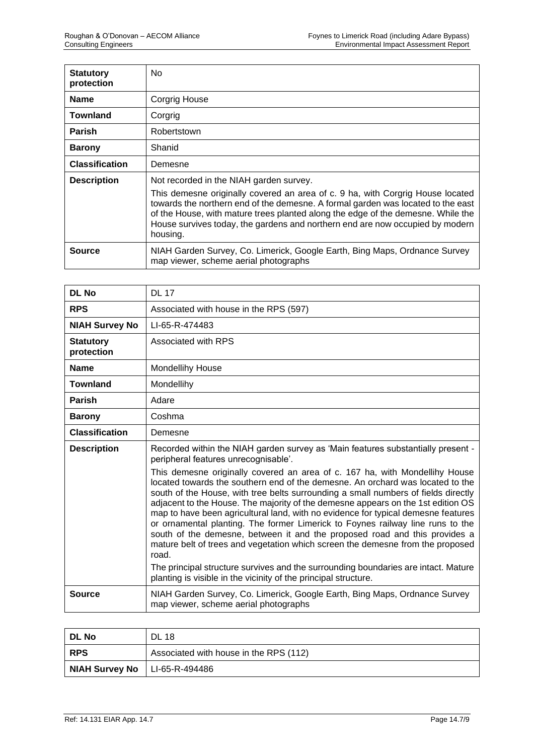| **Statutory protection** | No |
|---|---|
| **Name** | Corgrig House |
| **Townland** | Corgrig |
| **Parish** | Robertstown |
| **Barony** | Shanid |
| **Classification** | Demesne |
| **Description** | Not recorded in the NIAH garden survey.<br><br>This demesne originally covered an area of c. 9 ha, with Corgrig House located towards the northern end of the demesne. A formal garden was located to the east of the House, with mature trees planted along the edge of the demesne. While the House survives today, the gardens and northern end are now occupied by modern housing. |
| **Source** | NIAH Garden Survey, Co. Limerick, Google Earth, Bing Maps, Ordnance Survey map viewer, scheme aerial photographs |

| **DL No** | DL 17 |
|---|---|
| **RPS** | Associated with house in the RPS (597) |
| **NIAH Survey No** | LI-65-R-474483 |
| **Statutory protection** | Associated with RPS |
| **Name** | Mondellihy House |
| **Townland** | Mondellihy |
| **Parish** | Adare |
| **Barony** | Coshma |
| **Classification** | Demesne |
| **Description** | Recorded within the NIAH garden survey as 'Main features substantially present - peripheral features unrecognisable'.<br><br>This demesne originally covered an area of c. 167 ha, with Mondellihy House located towards the southern end of the demesne. An orchard was located to the south of the House, with tree belts surrounding a small numbers of fields directly adjacent to the House. The majority of the demesne appears on the 1st edition OS map to have been agricultural land, with no evidence for typical demesne features or ornamental planting. The former Limerick to Foynes railway line runs to the south of the demesne, between it and the proposed road and this provides a mature belt of trees and vegetation which screen the demesne from the proposed road.<br><br>The principal structure survives and the surrounding boundaries are intact. Mature planting is visible in the vicinity of the principal structure. |
| **Source** | NIAH Garden Survey, Co. Limerick, Google Earth, Bing Maps, Ordnance Survey map viewer, scheme aerial photographs |

| **DL No** | DL 18 |
|---|---|
| **RPS** | Associated with house in the RPS (112) |
| **NIAH Survey No** | LI-65-R-494486 |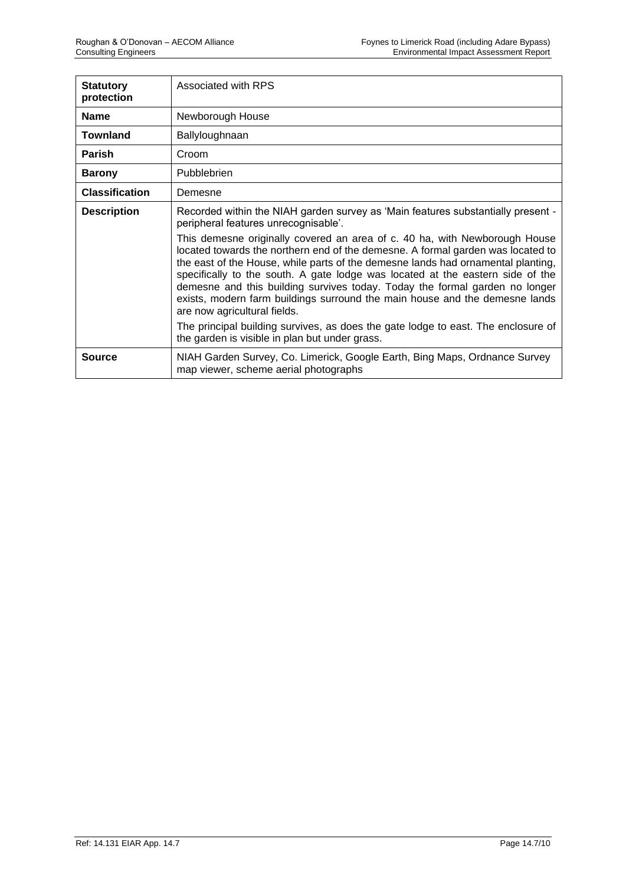| | |
|---|---|
| **Statutory protection** | Associated with RPS |
| **Name** | Newborough House |
| **Townland** | Ballyloughnaan |
| **Parish** | Croom |
| **Barony** | Pubblebrien |
| **Classification** | Demesne |
| **Description** | Recorded within the NIAH garden survey as 'Main features substantially present - peripheral features unrecognisable'.<br><br>This demesne originally covered an area of c. 40 ha, with Newborough House located towards the northern end of the demesne. A formal garden was located to the east of the House, while parts of the demesne lands had ornamental planting, specifically to the south. A gate lodge was located at the eastern side of the demesne and this building survives today. Today the formal garden no longer exists, modern farm buildings surround the main house and the demesne lands are now agricultural fields.<br><br>The principal building survives, as does the gate lodge to east. The enclosure of the garden is visible in plan but under grass. |
| **Source** | NIAH Garden Survey, Co. Limerick, Google Earth, Bing Maps, Ordnance Survey map viewer, scheme aerial photographs |